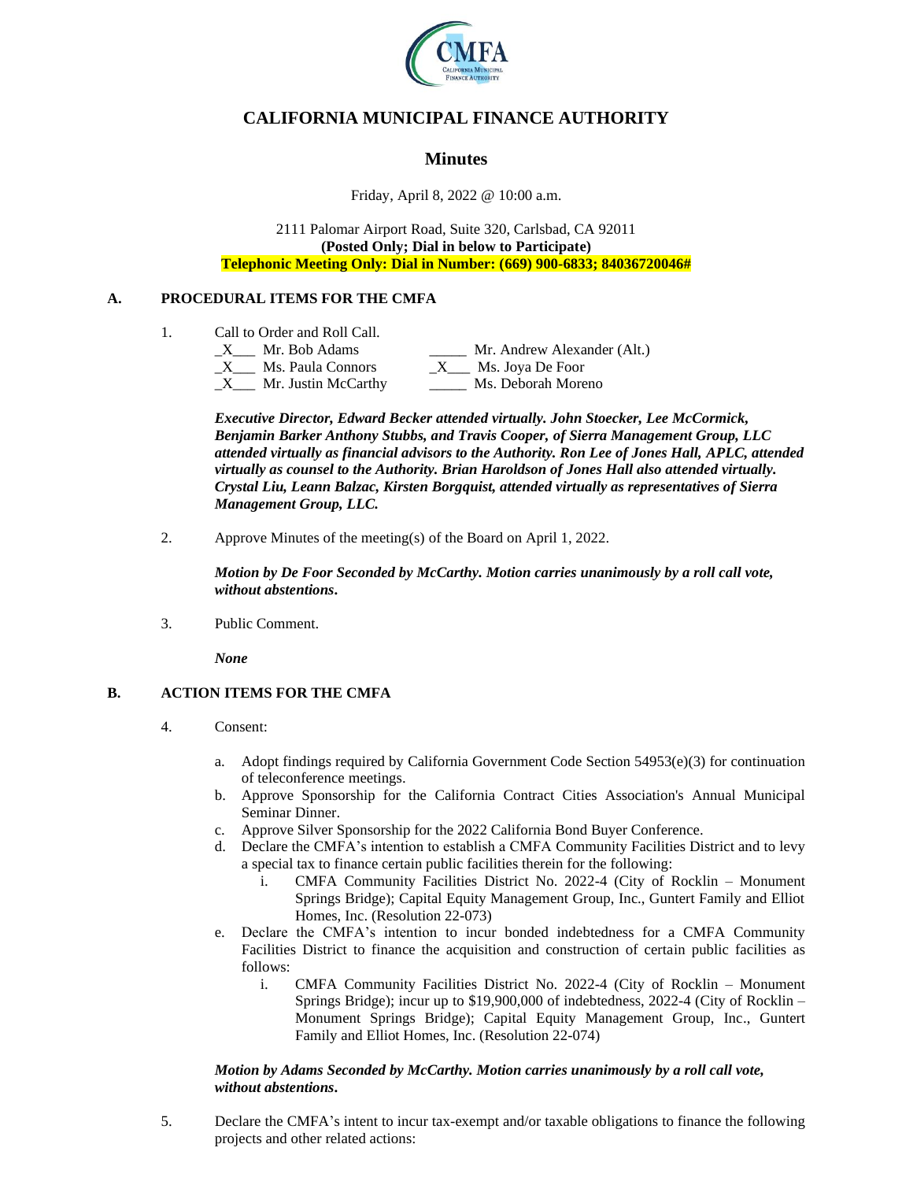# CALIFORNIA MUNICIPAL FINANCE AUTHORITY

## Minutes

Friday, April 8, 2022 @ 10:00 a.m.

2111 Palomar Airport Road, Suite 320, Carlsbad, CA 92011
**(Posted Only; Dial in below to Participate)**
**Telephonic Meeting Only: Dial in Number: (669) 900-6833; 84036720046#**

### A. PROCEDURAL ITEMS FOR THE CMFA

1. Call to Order and Roll Call.

   _X___ Mr. Bob Adams
   _X___ Ms. Paula Connors
   _X___ Mr. Justin McCarthy
   _____ Mr. Andrew Alexander (Alt.)
   _X___ Ms. Joya De Foor
   _____ Ms. Deborah Moreno

   ***Executive Director, Edward Becker attended virtually. John Stoecker, Lee McCormick, Benjamin Barker Anthony Stubbs, and Travis Cooper, of Sierra Management Group, LLC attended virtually as financial advisors to the Authority. Ron Lee of Jones Hall, APLC, attended virtually as counsel to the Authority. Brian Haroldson of Jones Hall also attended virtually. Crystal Liu, Leann Balzac, Kirsten Borgquist, attended virtually as representatives of Sierra Management Group, LLC.***

2. Approve Minutes of the meeting(s) of the Board on April 1, 2022.

   ***Motion by De Foor Seconded by McCarthy. Motion carries unanimously by a roll call vote, without abstentions.***

3. Public Comment.

   ***None***

### B. ACTION ITEMS FOR THE CMFA

4. Consent:

   a. Adopt findings required by California Government Code Section 54953(e)(3) for continuation of teleconference meetings.
   b. Approve Sponsorship for the California Contract Cities Association's Annual Municipal Seminar Dinner.
   c. Approve Silver Sponsorship for the 2022 California Bond Buyer Conference.
   d. Declare the CMFA's intention to establish a CMFA Community Facilities District and to levy a special tax to finance certain public facilities therein for the following:
      i. CMFA Community Facilities District No. 2022-4 (City of Rocklin – Monument Springs Bridge); Capital Equity Management Group, Inc., Guntert Family and Elliot Homes, Inc. (Resolution 22-073)
   e. Declare the CMFA's intention to incur bonded indebtedness for a CMFA Community Facilities District to finance the acquisition and construction of certain public facilities as follows:
      i. CMFA Community Facilities District No. 2022-4 (City of Rocklin – Monument Springs Bridge); incur up to $19,900,000 of indebtedness, 2022-4 (City of Rocklin – Monument Springs Bridge); Capital Equity Management Group, Inc., Guntert Family and Elliot Homes, Inc. (Resolution 22-074)

   ***Motion by Adams Seconded by McCarthy. Motion carries unanimously by a roll call vote, without abstentions.***

5. Declare the CMFA's intent to incur tax-exempt and/or taxable obligations to finance the following projects and other related actions: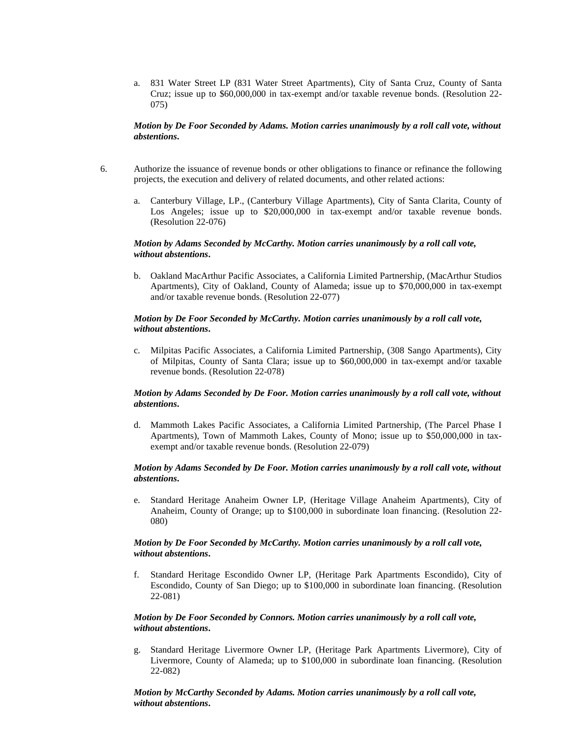a. 831 Water Street LP (831 Water Street Apartments), City of Santa Cruz, County of Santa Cruz; issue up to $60,000,000 in tax-exempt and/or taxable revenue bonds. (Resolution 22-075)

***Motion by De Foor Seconded by Adams. Motion carries unanimously by a roll call vote, without abstentions.***

6. Authorize the issuance of revenue bonds or other obligations to finance or refinance the following projects, the execution and delivery of related documents, and other related actions:

a. Canterbury Village, LP., (Canterbury Village Apartments), City of Santa Clarita, County of Los Angeles; issue up to $20,000,000 in tax-exempt and/or taxable revenue bonds. (Resolution 22-076)

***Motion by Adams Seconded by McCarthy. Motion carries unanimously by a roll call vote, without abstentions.***

b. Oakland MacArthur Pacific Associates, a California Limited Partnership, (MacArthur Studios Apartments), City of Oakland, County of Alameda; issue up to $70,000,000 in tax-exempt and/or taxable revenue bonds. (Resolution 22-077)

***Motion by De Foor Seconded by McCarthy. Motion carries unanimously by a roll call vote, without abstentions.***

c. Milpitas Pacific Associates, a California Limited Partnership, (308 Sango Apartments), City of Milpitas, County of Santa Clara; issue up to $60,000,000 in tax-exempt and/or taxable revenue bonds. (Resolution 22-078)

***Motion by Adams Seconded by De Foor. Motion carries unanimously by a roll call vote, without abstentions.***

d. Mammoth Lakes Pacific Associates, a California Limited Partnership, (The Parcel Phase I Apartments), Town of Mammoth Lakes, County of Mono; issue up to $50,000,000 in tax-exempt and/or taxable revenue bonds. (Resolution 22-079)

***Motion by Adams Seconded by De Foor. Motion carries unanimously by a roll call vote, without abstentions.***

e. Standard Heritage Anaheim Owner LP, (Heritage Village Anaheim Apartments), City of Anaheim, County of Orange; up to $100,000 in subordinate loan financing. (Resolution 22-080)

***Motion by De Foor Seconded by McCarthy. Motion carries unanimously by a roll call vote, without abstentions.***

f. Standard Heritage Escondido Owner LP, (Heritage Park Apartments Escondido), City of Escondido, County of San Diego; up to $100,000 in subordinate loan financing. (Resolution 22-081)

***Motion by De Foor Seconded by Connors. Motion carries unanimously by a roll call vote, without abstentions.***

g. Standard Heritage Livermore Owner LP, (Heritage Park Apartments Livermore), City of Livermore, County of Alameda; up to $100,000 in subordinate loan financing. (Resolution 22-082)

***Motion by McCarthy Seconded by Adams. Motion carries unanimously by a roll call vote, without abstentions.***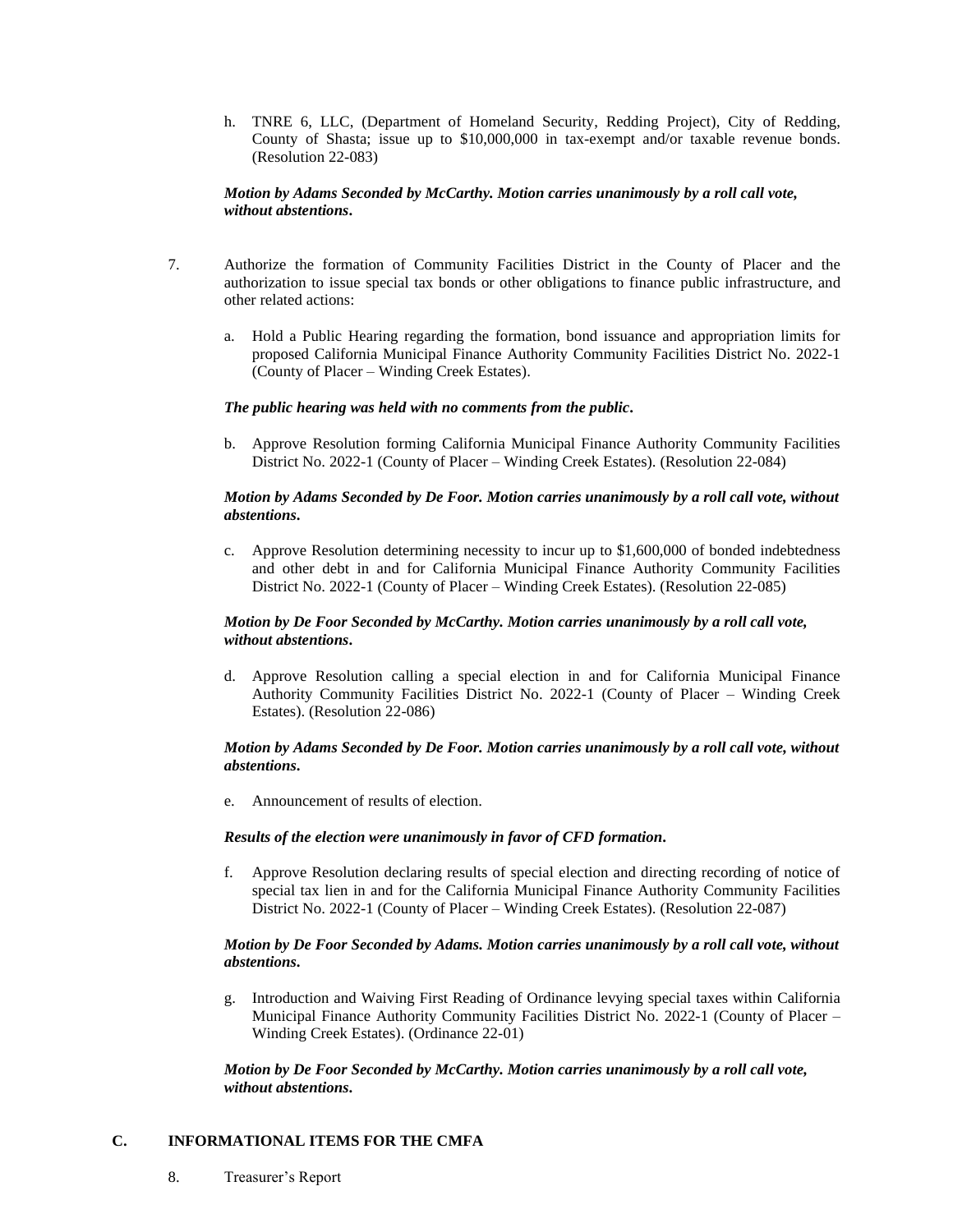h. TNRE 6, LLC, (Department of Homeland Security, Redding Project), City of Redding, County of Shasta; issue up to $10,000,000 in tax-exempt and/or taxable revenue bonds. (Resolution 22-083)

***Motion by Adams Seconded by McCarthy. Motion carries unanimously by a roll call vote, without abstentions.***

7. Authorize the formation of Community Facilities District in the County of Placer and the authorization to issue special tax bonds or other obligations to finance public infrastructure, and other related actions:

a. Hold a Public Hearing regarding the formation, bond issuance and appropriation limits for proposed California Municipal Finance Authority Community Facilities District No. 2022-1 (County of Placer – Winding Creek Estates).

***The public hearing was held with no comments from the public.***

b. Approve Resolution forming California Municipal Finance Authority Community Facilities District No. 2022-1 (County of Placer – Winding Creek Estates). (Resolution 22-084)

***Motion by Adams Seconded by De Foor. Motion carries unanimously by a roll call vote, without abstentions.***

c. Approve Resolution determining necessity to incur up to $1,600,000 of bonded indebtedness and other debt in and for California Municipal Finance Authority Community Facilities District No. 2022-1 (County of Placer – Winding Creek Estates). (Resolution 22-085)

***Motion by De Foor Seconded by McCarthy. Motion carries unanimously by a roll call vote, without abstentions.***

d. Approve Resolution calling a special election in and for California Municipal Finance Authority Community Facilities District No. 2022-1 (County of Placer – Winding Creek Estates). (Resolution 22-086)

***Motion by Adams Seconded by De Foor. Motion carries unanimously by a roll call vote, without abstentions.***

e. Announcement of results of election.

***Results of the election were unanimously in favor of CFD formation.***

f. Approve Resolution declaring results of special election and directing recording of notice of special tax lien in and for the California Municipal Finance Authority Community Facilities District No. 2022-1 (County of Placer – Winding Creek Estates). (Resolution 22-087)

***Motion by De Foor Seconded by Adams. Motion carries unanimously by a roll call vote, without abstentions.***

g. Introduction and Waiving First Reading of Ordinance levying special taxes within California Municipal Finance Authority Community Facilities District No. 2022-1 (County of Placer – Winding Creek Estates). (Ordinance 22-01)

***Motion by De Foor Seconded by McCarthy. Motion carries unanimously by a roll call vote, without abstentions.***

## C. INFORMATIONAL ITEMS FOR THE CMFA

8. Treasurer's Report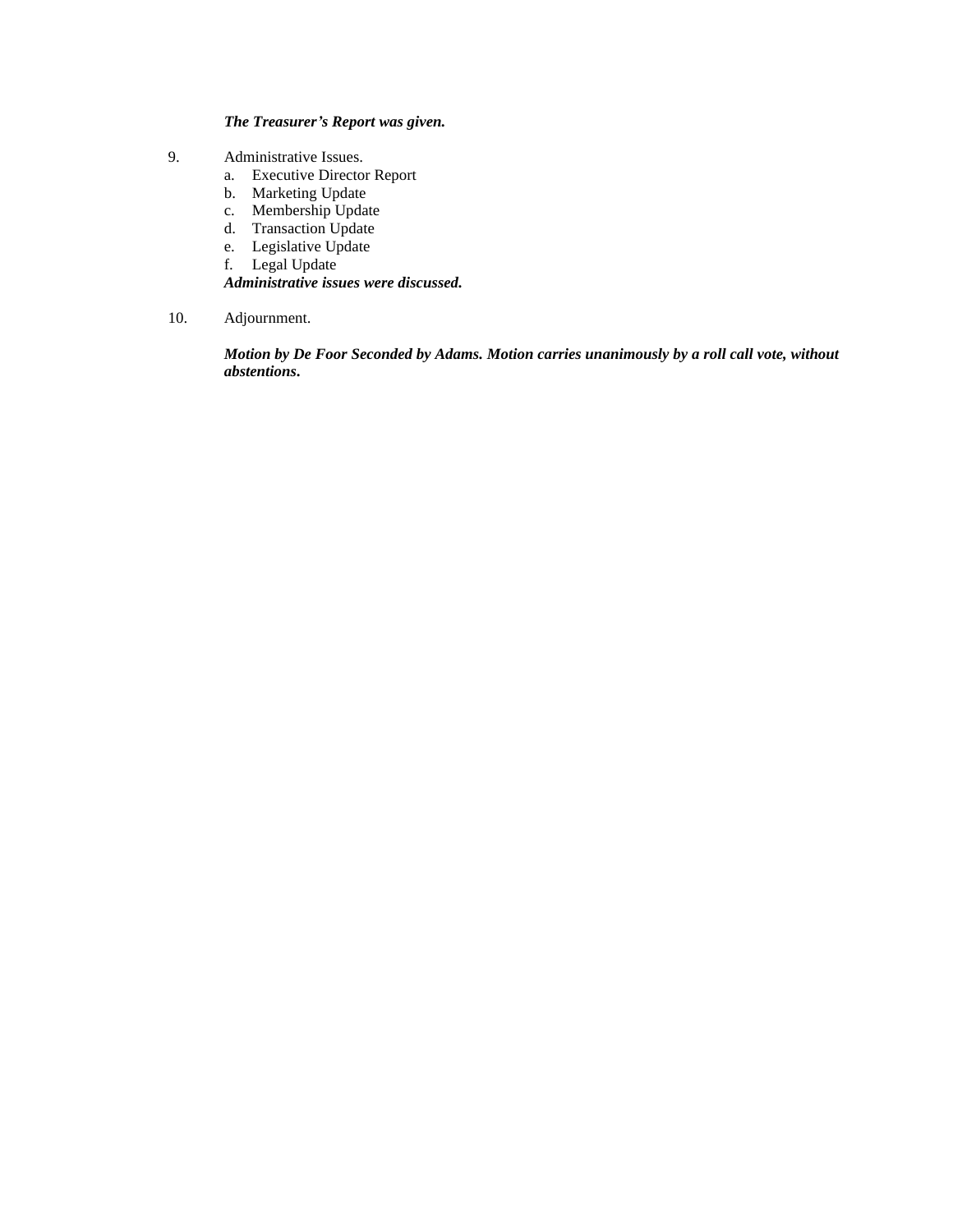***The Treasurer's Report was given.***

9. Administrative Issues.
   a. Executive Director Report
   b. Marketing Update
   c. Membership Update
   d. Transaction Update
   e. Legislative Update
   f. Legal Update

   ***Administrative issues were discussed.***

10. Adjournment.

    ***Motion by De Foor Seconded by Adams. Motion carries unanimously by a roll call vote, without abstentions.***